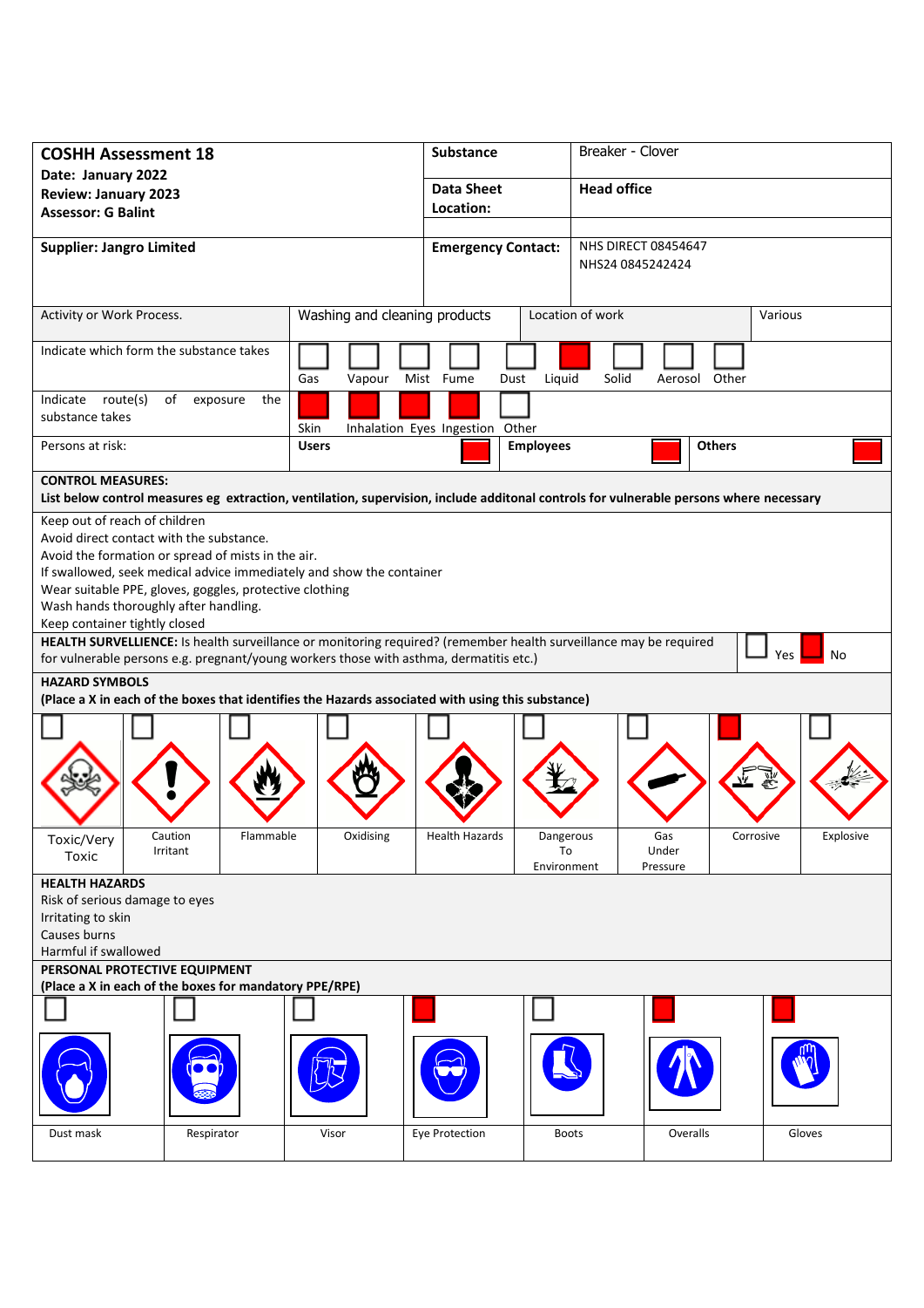| **COSHH Assessment 18**<br>**Date: January 2022**<br>**Review: January 2023**<br>**Assessor: G Balint** | **Substance** | Breaker - Clover |
|---|---|---|
| | **Data Sheet Location:** | **Head office** |
| **Supplier: Jangro Limited** | **Emergency Contact:** | NHS DIRECT 08454647<br>NHS24 0845242424 |

| Activity or Work Process. | Washing and cleaning products | Location of work | Various |
|---|---|---|---|

**Indicate which form the substance takes**

| Gas | Vapour | Mist | Fume | Dust | Liquid | Solid | Aerosol | Other |
|---|---|---|---|---|---|---|---|---|
| | | | | | X | | | |

**Indicate route(s) of exposure the substance takes**

| Skin | Inhalation | Eyes | Ingestion | Other |
|---|---|---|---|---|
| X | X | X | X | |

**Persons at risk:**

| Users | Employees | Others |
|---|---|---|
| X | X | X |

**CONTROL MEASURES:**
**List below control measures eg extraction, ventilation, supervision, include additonal controls for vulnerable persons where necessary**

Keep out of reach of children
Avoid direct contact with the substance.
Avoid the formation or spread of mists in the air.
If swallowed, seek medical advice immediately and show the container
Wear suitable PPE, gloves, goggles, protective clothing
Wash hands thoroughly after handling.
Keep container tightly closed

**HEALTH SURVELLIENCE:** Is health surveillance or monitoring required? (remember health surveillance may be required for vulnerable persons e.g. pregnant/young workers those with asthma, dermatitis etc.)

| Yes | No |
|---|---|
| | X |

**HAZARD SYMBOLS**
**(Place a X in each of the boxes that identifies the Hazards associated with using this substance)**

| Toxic/Very Toxic | Caution Irritant | Flammable | Oxidising | Health Hazards | Dangerous To Environment | Gas Under Pressure | Corrosive | Explosive |
|---|---|---|---|---|---|---|---|---|
| | | | | | | | X | |

**HEALTH HAZARDS**
Risk of serious damage to eyes
Irritating to skin
Causes burns
Harmful if swallowed

**PERSONAL PROTECTIVE EQUIPMENT**
**(Place a X in each of the boxes for mandatory PPE/RPE)**

| Dust mask | Respirator | Visor | Eye Protection | Boots | Overalls | Gloves |
|---|---|---|---|---|---|---|
| | | | X | | X | X |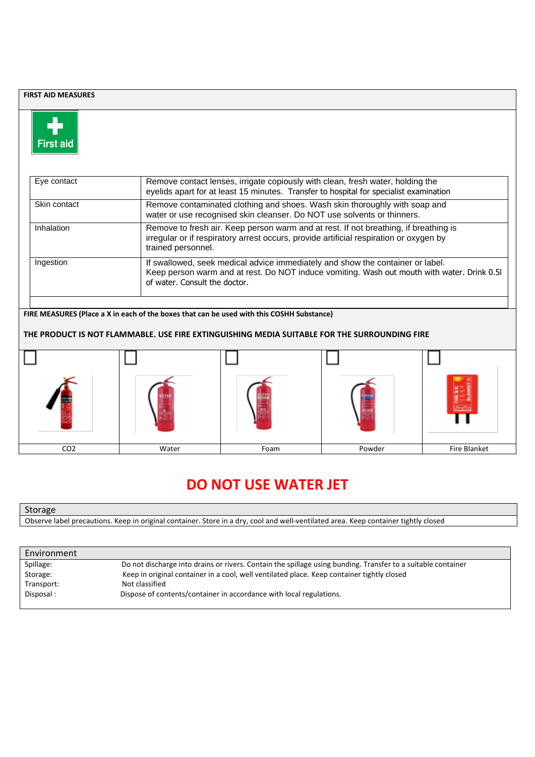## FIRST AID MEASURES

First aid

| | |
|---|---|
| Eye contact | Remove contact lenses, irrigate copiously with clean, fresh water, holding the eyelids apart for at least 15 minutes. Transfer to hospital for specialist examination |
| Skin contact | Remove contaminated clothing and shoes. Wash skin thoroughly with soap and water or use recognised skin cleanser. Do NOT use solvents or thinners. |
| Inhalation | Remove to fresh air. Keep person warm and at rest. If not breathing, if breathing is irregular or if respiratory arrest occurs, provide artificial respiration or oxygen by trained personnel. |
| Ingestion | If swallowed, seek medical advice immediately and show the container or label. Keep person warm and at rest. Do NOT induce vomiting. Wash out mouth with water. Drink 0.5l of water. Consult the doctor. |

## FIRE MEASURES (Place a X in each of the boxes that can be used with this COSHH Substance)

**THE PRODUCT IS NOT FLAMMABLE. USE FIRE EXTINGUISHING MEDIA SUITABLE FOR THE SURROUNDING FIRE**

| ☐ | ☐ | ☐ | ☐ | ☐ |
|---|---|---|---|---|
| $CO_2$ | Water | Foam | Powder | Fire Blanket |

## DO NOT USE WATER JET

| Storage |
|---|
| Observe label precautions. Keep in original container. Store in a dry, cool and well-ventilated area. Keep container tightly closed |

| Environment | |
|---|---|
| Spillage: | Do not discharge into drains or rivers. Contain the spillage using bunding. Transfer to a suitable container |
| Storage: | Keep in original container in a cool, well ventilated place. Keep container tightly closed |
| Transport: | Not classified |
| Disposal : | Dispose of contents/container in accordance with local regulations. |